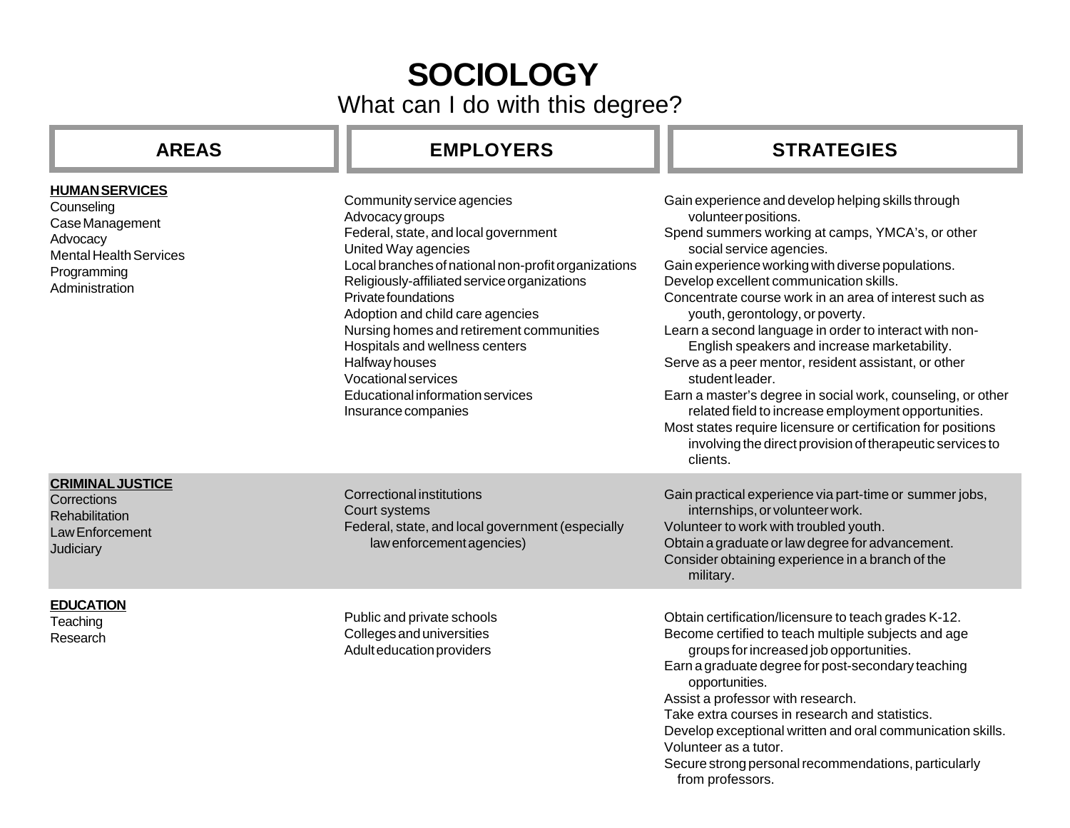# SOCIOLOGY

## What can I do with this degree?

| AREAS | EMPLOYERS | STRATEGIES |
| --- | --- | --- |
| **HUMAN SERVICES**<br>Counseling<br>Case Management<br>Advocacy<br>Mental Health Services<br>Programming<br>Administration | Community service agencies<br>Advocacy groups<br>Federal, state, and local government<br>United Way agencies<br>Local branches of national non-profit organizations<br>Religiously-affiliated service organizations<br>Private foundations<br>Adoption and child care agencies<br>Nursing homes and retirement communities<br>Hospitals and wellness centers<br>Halfway houses<br>Vocational services<br>Educational information services<br>Insurance companies | Gain experience and develop helping skills through volunteer positions.<br>Spend summers working at camps, YMCA's, or other social service agencies.<br>Gain experience working with diverse populations.<br>Develop excellent communication skills.<br>Concentrate course work in an area of interest such as youth, gerontology, or poverty.<br>Learn a second language in order to interact with non-English speakers and increase marketability.<br>Serve as a peer mentor, resident assistant, or other student leader.<br>Earn a master's degree in social work, counseling, or other related field to increase employment opportunities.<br>Most states require licensure or certification for positions involving the direct provision of therapeutic services to clients. |
| **CRIMINAL JUSTICE**<br>Corrections<br>Rehabilitation<br>Law Enforcement<br>Judiciary | Correctional institutions<br>Court systems<br>Federal, state, and local government (especially law enforcement agencies) | Gain practical experience via part-time or summer jobs, internships, or volunteer work.<br>Volunteer to work with troubled youth.<br>Obtain a graduate or law degree for advancement.<br>Consider obtaining experience in a branch of the military. |
| **EDUCATION**<br>Teaching<br>Research | Public and private schools<br>Colleges and universities<br>Adult education providers | Obtain certification/licensure to teach grades K-12.<br>Become certified to teach multiple subjects and age groups for increased job opportunities.<br>Earn a graduate degree for post-secondary teaching opportunities.<br>Assist a professor with research.<br>Take extra courses in research and statistics.<br>Develop exceptional written and oral communication skills.<br>Volunteer as a tutor.<br>Secure strong personal recommendations, particularly from professors. |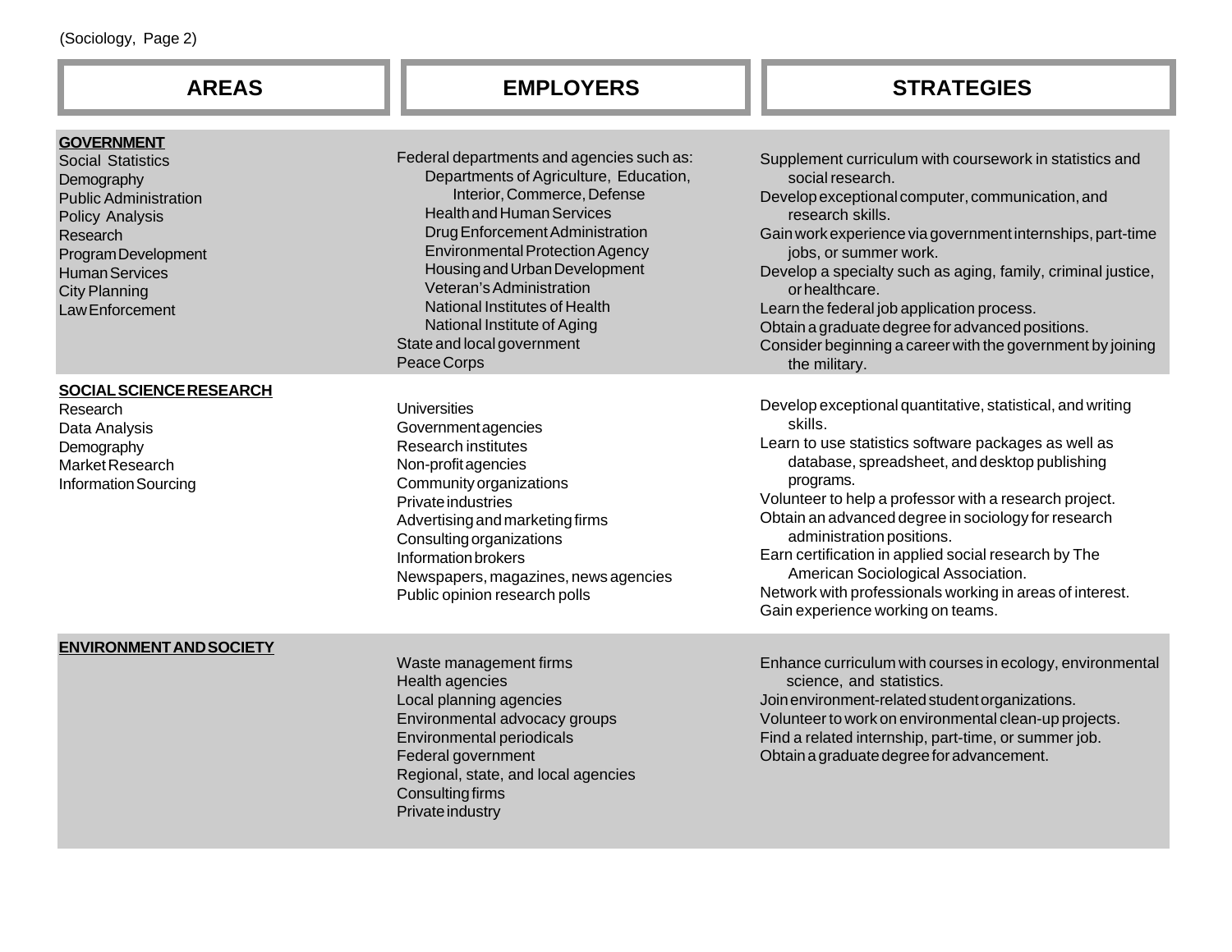| AREAS | EMPLOYERS | STRATEGIES |
|---|---|---|
| **GOVERNMENT**<br>Social Statistics<br>Demography<br>Public Administration<br>Policy Analysis<br>Research<br>Program Development<br>Human Services<br>City Planning<br>Law Enforcement | Federal departments and agencies such as:<br>Departments of Agriculture, Education, Interior, Commerce, Defense<br>Health and Human Services<br>Drug Enforcement Administration<br>Environmental Protection Agency<br>Housing and Urban Development<br>Veteran's Administration<br>National Institutes of Health<br>National Institute of Aging<br>State and local government<br>Peace Corps | Supplement curriculum with coursework in statistics and social research.<br>Develop exceptional computer, communication, and research skills.<br>Gain work experience via government internships, part-time jobs, or summer work.<br>Develop a specialty such as aging, family, criminal justice, or healthcare.<br>Learn the federal job application process.<br>Obtain a graduate degree for advanced positions.<br>Consider beginning a career with the government by joining the military. |
| **SOCIAL SCIENCE RESEARCH**<br>Research<br>Data Analysis<br>Demography<br>Market Research<br>Information Sourcing | Universities<br>Government agencies<br>Research institutes<br>Non-profit agencies<br>Community organizations<br>Private industries<br>Advertising and marketing firms<br>Consulting organizations<br>Information brokers<br>Newspapers, magazines, news agencies<br>Public opinion research polls | Develop exceptional quantitative, statistical, and writing skills.<br>Learn to use statistics software packages as well as database, spreadsheet, and desktop publishing programs.<br>Volunteer to help a professor with a research project.<br>Obtain an advanced degree in sociology for research administration positions.<br>Earn certification in applied social research by The American Sociological Association.<br>Network with professionals working in areas of interest.<br>Gain experience working on teams. |
| **ENVIRONMENT AND SOCIETY** | Waste management firms<br>Health agencies<br>Local planning agencies<br>Environmental advocacy groups<br>Environmental periodicals<br>Federal government<br>Regional, state, and local agencies<br>Consulting firms<br>Private industry | Enhance curriculum with courses in ecology, environmental science, and statistics.<br>Join environment-related student organizations.<br>Volunteer to work on environmental clean-up projects.<br>Find a related internship, part-time, or summer job.<br>Obtain a graduate degree for advancement. |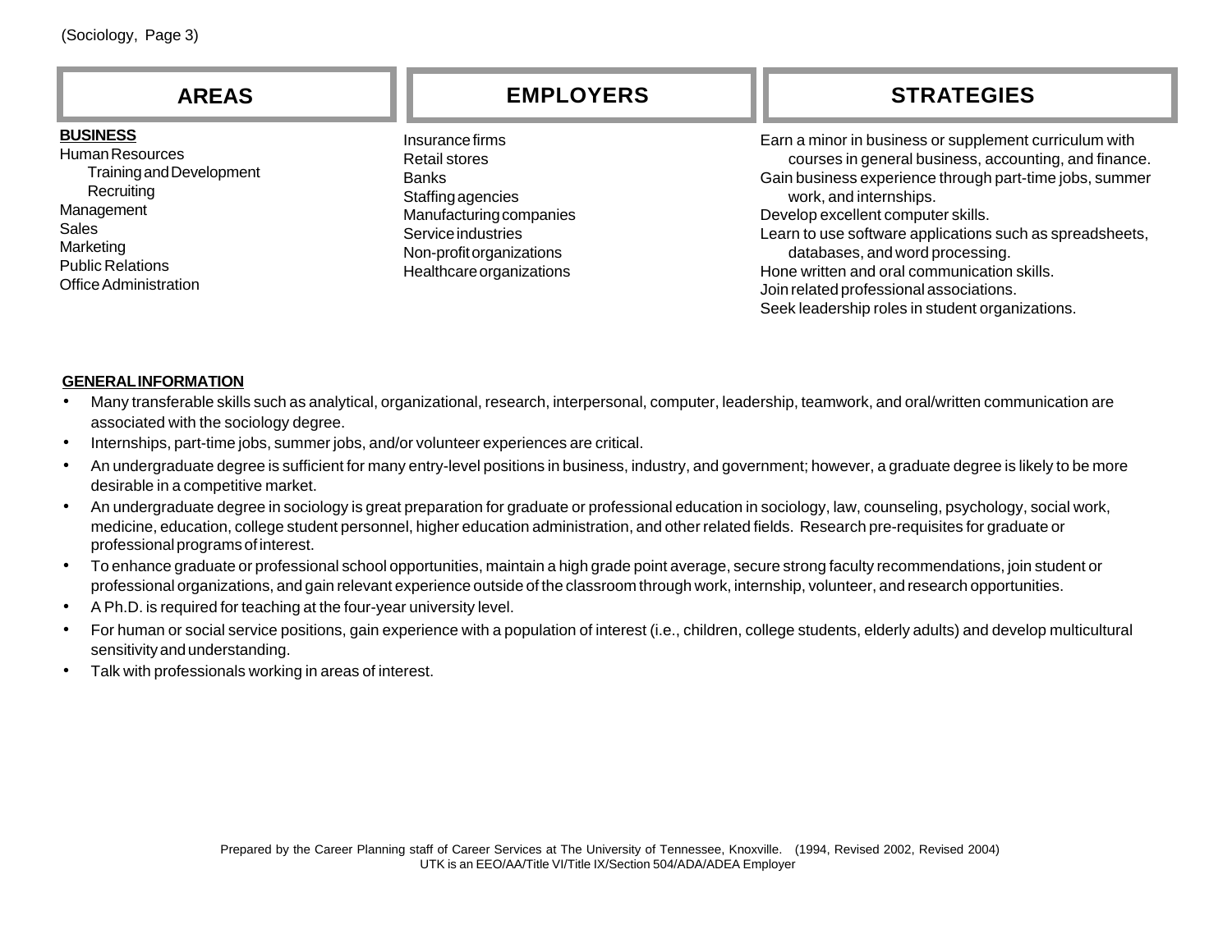| AREAS | EMPLOYERS | STRATEGIES |
| --- | --- | --- |
| **BUSINESS**<br>Human Resources<br>Training and Development<br>Recruiting<br>Management<br>Sales<br>Marketing<br>Public Relations<br>Office Administration | Insurance firms<br>Retail stores<br>Banks<br>Staffing agencies<br>Manufacturing companies<br>Service industries<br>Non-profit organizations<br>Healthcare organizations | Earn a minor in business or supplement curriculum with courses in general business, accounting, and finance.<br>Gain business experience through part-time jobs, summer work, and internships.<br>Develop excellent computer skills.<br>Learn to use software applications such as spreadsheets, databases, and word processing.<br>Hone written and oral communication skills.<br>Join related professional associations.<br>Seek leadership roles in student organizations. |

**GENERAL INFORMATION**

- Many transferable skills such as analytical, organizational, research, interpersonal, computer, leadership, teamwork, and oral/written communication are associated with the sociology degree.
- Internships, part-time jobs, summer jobs, and/or volunteer experiences are critical.
- An undergraduate degree is sufficient for many entry-level positions in business, industry, and government; however, a graduate degree is likely to be more desirable in a competitive market.
- An undergraduate degree in sociology is great preparation for graduate or professional education in sociology, law, counseling, psychology, social work, medicine, education, college student personnel, higher education administration, and other related fields. Research pre-requisites for graduate or professional programs of interest.
- To enhance graduate or professional school opportunities, maintain a high grade point average, secure strong faculty recommendations, join student or professional organizations, and gain relevant experience outside of the classroom through work, internship, volunteer, and research opportunities.
- A Ph.D. is required for teaching at the four-year university level.
- For human or social service positions, gain experience with a population of interest (i.e., children, college students, elderly adults) and develop multicultural sensitivity and understanding.
- Talk with professionals working in areas of interest.

Prepared by the Career Planning staff of Career Services at The University of Tennessee, Knoxville. (1994, Revised 2002, Revised 2004)
UTK is an EEO/AA/Title VI/Title IX/Section 504/ADA/ADEA Employer